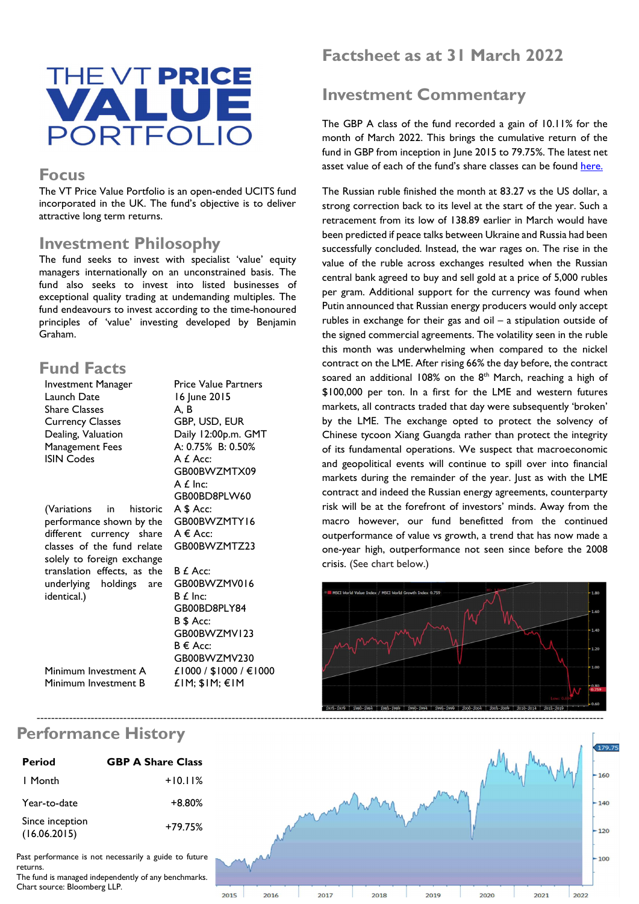# THE VT PRICE VALUE PORTFOLIO

## Focus

The VT Price Value Portfolio is an open-ended UCITS fund incorporated in the UK. The fund's objective is to deliver attractive long term returns.

## Investment Philosophy

The fund seeks to invest with specialist 'value' equity managers internationally on an unconstrained basis. The fund also seeks to invest into listed businesses of exceptional quality trading at undemanding multiples. The fund endeavours to invest according to the time-honoured principles of 'value' investing developed by Benjamin Graham.

## Fund Facts

| | |
|---|---|
| Investment Manager | Price Value Partners |
| Launch Date | 16 June 2015 |
| Share Classes | A, B |
| Currency Classes | GBP, USD, EUR |
| Dealing, Valuation | Daily 12:00p.m. GMT |
| Management Fees | A: 0.75% B: 0.50% |
| ISIN Codes | A £ Acc: GB00BWZMTX09<br>A £ Inc: GB00BD8PLW60<br>A $ Acc: GB00BWZMTY16<br>A € Acc: GB00BWZMTZ23<br>B £ Acc: GB00BWZMV016<br>B £ Inc: GB00BD8PLY84<br>B $ Acc: GB00BWZMV123<br>B € Acc: GB00BWZMV230 |
| Minimum Investment A | £1000 / $1000 / €1000 |
| Minimum Investment B | £1M; $1M; €1M |

(Variations in historic performance shown by the different currency share classes of the fund relate solely to foreign exchange translation effects, as the underlying holdings are identical.)

# Factsheet as at 31 March 2022

## Investment Commentary

The GBP A class of the fund recorded a gain of 10.11% for the month of March 2022. This brings the cumulative return of the fund in GBP from inception in June 2015 to 79.75%. The latest net asset value of each of the fund's share classes can be found [here.](#)

The Russian ruble finished the month at 83.27 vs the US dollar, a strong correction back to its level at the start of the year. Such a retracement from its low of 138.89 earlier in March would have been predicted if peace talks between Ukraine and Russia had been successfully concluded. Instead, the war rages on. The rise in the value of the ruble across exchanges resulted when the Russian central bank agreed to buy and sell gold at a price of 5,000 rubles per gram. Additional support for the currency was found when Putin announced that Russian energy producers would only accept rubles in exchange for their gas and oil – a stipulation outside of the signed commercial agreements. The volatility seen in the ruble this month was underwhelming when compared to the nickel contract on the LME. After rising 66% the day before, the contract soared an additional 108% on the 8th March, reaching a high of $100,000 per ton. In a first for the LME and western futures markets, all contracts traded that day were subsequently 'broken' by the LME. The exchange opted to protect the solvency of Chinese tycoon Xiang Guangda rather than protect the integrity of its fundamental operations. We suspect that macroeconomic and geopolitical events will continue to spill over into financial markets during the remainder of the year. Just as with the LME contract and indeed the Russian energy agreements, counterparty risk will be at the forefront of investors' minds. Away from the macro however, our fund benefitted from the continued outperformance of value vs growth, a trend that has now made a one-year high, outperformance not seen since before the 2008 crisis. (See chart below.)

## Performance History

| Period | GBP A Share Class |
|---|---|
| 1 Month | +10.11% |
| Year-to-date | +8.80% |
| Since inception (16.06.2015) | +79.75% |

Past performance is not necessarily a guide to future returns.
The fund is managed independently of any benchmarks.
Chart source: Bloomberg LLP.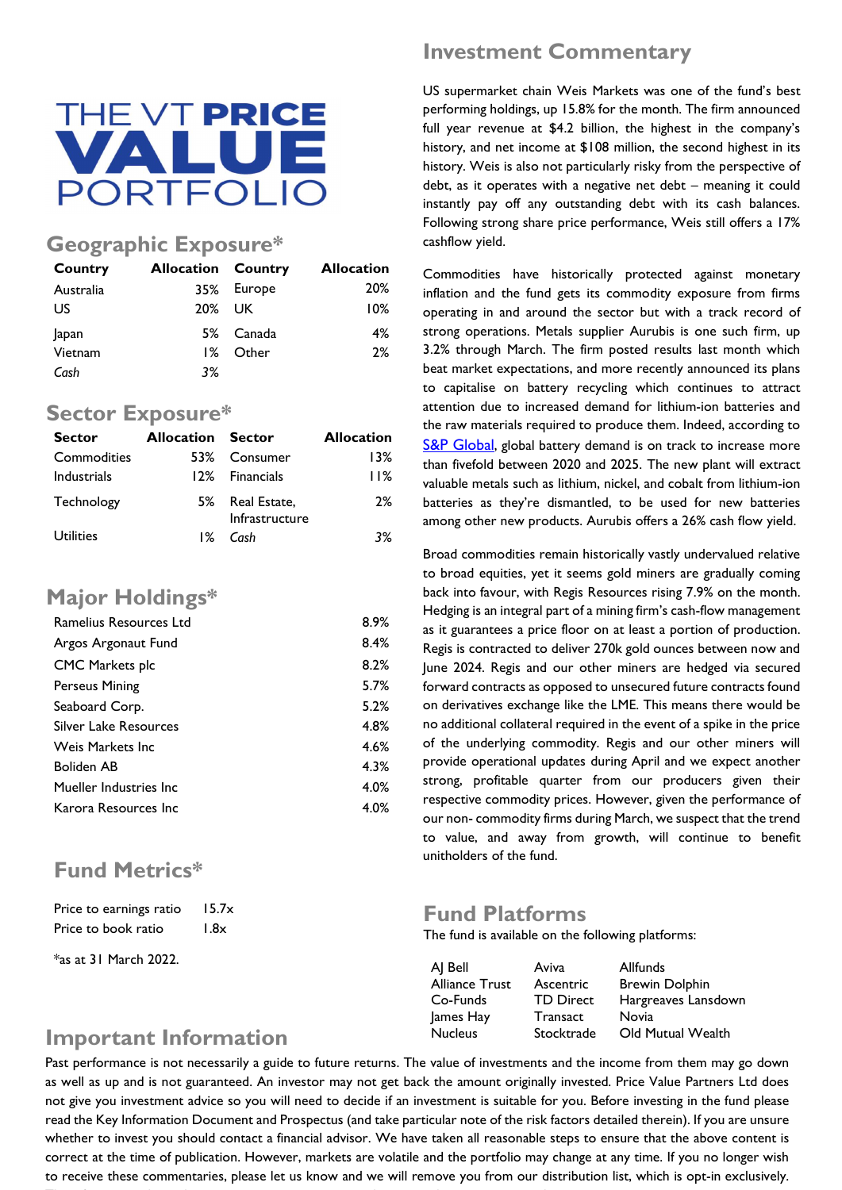# THE VT PRICE VALUE PORTFOLIO

## Geographic Exposure*

| Country | Allocation | Country | Allocation |
|---|---|---|---|
| Australia | 35% | Europe | 20% |
| US | 20% | UK | 10% |
| Japan | 5% | Canada | 4% |
| Vietnam | 1% | Other | 2% |
| *Cash* | *3%* | | |

## Sector Exposure*

| Sector | Allocation | Sector | Allocation |
|---|---|---|---|
| Commodities | 53% | Consumer | 13% |
| Industrials | 12% | Financials | 11% |
| Technology | 5% | Real Estate, Infrastructure | 2% |
| Utilities | 1% | *Cash* | *3%* |

## Major Holdings*

| | |
|---|---|
| Ramelius Resources Ltd | 8.9% |
| Argos Argonaut Fund | 8.4% |
| CMC Markets plc | 8.2% |
| Perseus Mining | 5.7% |
| Seaboard Corp. | 5.2% |
| Silver Lake Resources | 4.8% |
| Weis Markets Inc | 4.6% |
| Boliden AB | 4.3% |
| Mueller Industries Inc | 4.0% |
| Karora Resources Inc | 4.0% |

## Fund Metrics*

| | |
|---|---|
| Price to earnings ratio | 15.7x |
| Price to book ratio | 1.8x |

*as at 31 March 2022.

## Investment Commentary

US supermarket chain Weis Markets was one of the fund's best performing holdings, up 15.8% for the month. The firm announced full year revenue at $4.2 billion, the highest in the company's history, and net income at $108 million, the second highest in its history. Weis is also not particularly risky from the perspective of debt, as it operates with a negative net debt – meaning it could instantly pay off any outstanding debt with its cash balances. Following strong share price performance, Weis still offers a 17% cashflow yield.

Commodities have historically protected against monetary inflation and the fund gets its commodity exposure from firms operating in and around the sector but with a track record of strong operations. Metals supplier Aurubis is one such firm, up 3.2% through March. The firm posted results last month which beat market expectations, and more recently announced its plans to capitalise on battery recycling which continues to attract attention due to increased demand for lithium-ion batteries and the raw materials required to produce them. Indeed, according to S&P Global, global battery demand is on track to increase more than fivefold between 2020 and 2025. The new plant will extract valuable metals such as lithium, nickel, and cobalt from lithium-ion batteries as they're dismantled, to be used for new batteries among other new products. Aurubis offers a 26% cash flow yield.

Broad commodities remain historically vastly undervalued relative to broad equities, yet it seems gold miners are gradually coming back into favour, with Regis Resources rising 7.9% on the month. Hedging is an integral part of a mining firm's cash-flow management as it guarantees a price floor on at least a portion of production. Regis is contracted to deliver 270k gold ounces between now and June 2024. Regis and our other miners are hedged via secured forward contracts as opposed to unsecured future contracts found on derivatives exchange like the LME. This means there would be no additional collateral required in the event of a spike in the price of the underlying commodity. Regis and our other miners will provide operational updates during April and we expect another strong, profitable quarter from our producers given their respective commodity prices. However, given the performance of our non- commodity firms during March, we suspect that the trend to value, and away from growth, will continue to benefit unitholders of the fund.

## Fund Platforms

The fund is available on the following platforms:

| | | |
|---|---|---|
| AJ Bell | Aviva | Allfunds |
| Alliance Trust | Ascentric | Brewin Dolphin |
| Co-Funds | TD Direct | Hargreaves Lansdown |
| James Hay | Transact | Novia |
| Nucleus | Stocktrade | Old Mutual Wealth |

## Important Information

Past performance is not necessarily a guide to future returns. The value of investments and the income from them may go down as well as up and is not guaranteed. An investor may not get back the amount originally invested. Price Value Partners Ltd does not give you investment advice so you will need to decide if an investment is suitable for you. Before investing in the fund please read the Key Information Document and Prospectus (and take particular note of the risk factors detailed therein). If you are unsure whether to invest you should contact a financial advisor. We have taken all reasonable steps to ensure that the above content is correct at the time of publication. However, markets are volatile and the portfolio may change at any time. If you no longer wish to receive these commentaries, please let us know and we will remove you from our distribution list, which is opt-in exclusively.